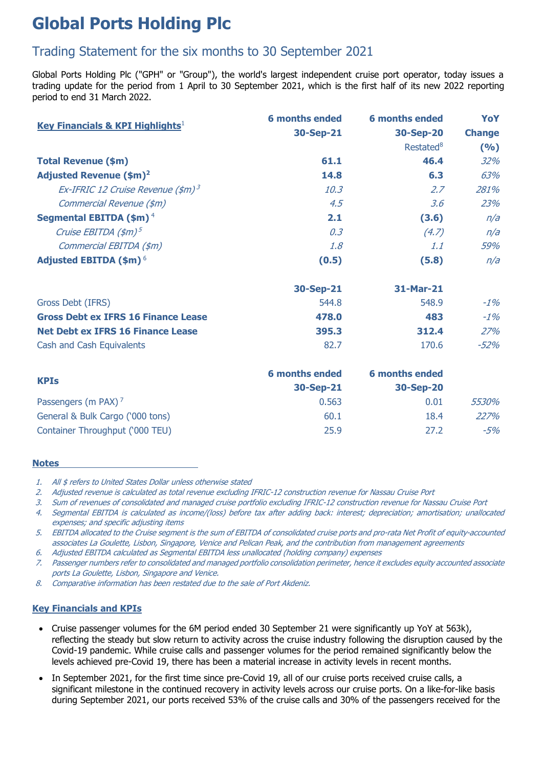# Global Ports Holding Plc

## Trading Statement for the six months to 30 September 2021

Global Ports Holding Plc ("GPH" or "Group"), the world's largest independent cruise port operator, today issues a trading update for the period from 1 April to 30 September 2021, which is the first half of its new 2022 reporting period to end 31 March 2022.

| Key Financials & KPI Highlights[1] | 6 months ended 30-Sep-21 | 6 months ended 30-Sep-20 Restated[8] | YoY Change (%) |
|---|---|---|---|
| **Total Revenue ($m)** | **61.1** | **46.4** | *32%* |
| **Adjusted Revenue ($m)[2]** | **14.8** | **6.3** | *63%* |
| *Ex-IFRIC 12 Cruise Revenue ($m)[3]* | *10.3* | *2.7* | *281%* |
| *Commercial Revenue ($m)* | *4.5* | *3.6* | *23%* |
| **Segmental EBITDA ($m)[4]** | **2.1** | **(3.6)** | *n/a* |
| *Cruise EBITDA ($m)[5]* | *0.3* | *(4.7)* | *n/a* |
| *Commercial EBITDA ($m)* | *1.8* | *1.1* | *59%* |
| **Adjusted EBITDA ($m)[6]** | **(0.5)** | **(5.8)** | *n/a* |
| | **30-Sep-21** | **31-Mar-21** | |
| Gross Debt (IFRS) | 544.8 | 548.9 | *-1%* |
| **Gross Debt ex IFRS 16 Finance Lease** | **478.0** | **483** | *-1%* |
| **Net Debt ex IFRS 16 Finance Lease** | **395.3** | **312.4** | *27%* |
| Cash and Cash Equivalents | 82.7 | 170.6 | *-52%* |
| **KPIs** | **6 months ended 30-Sep-21** | **6 months ended 30-Sep-20** | |
| Passengers (m PAX)[7] | 0.563 | 0.01 | *5530%* |
| General & Bulk Cargo ('000 tons) | 60.1 | 18.4 | *227%* |
| Container Throughput ('000 TEU) | 25.9 | 27.2 | *-5%* |

**Notes**

1. *All $ refers to United States Dollar unless otherwise stated*
2. *Adjusted revenue is calculated as total revenue excluding IFRIC-12 construction revenue for Nassau Cruise Port*
3. *Sum of revenues of consolidated and managed cruise portfolio excluding IFRIC-12 construction revenue for Nassau Cruise Port*
4. *Segmental EBITDA is calculated as income/(loss) before tax after adding back: interest; depreciation; amortisation; unallocated expenses; and specific adjusting items*
5. *EBITDA allocated to the Cruise segment is the sum of EBITDA of consolidated cruise ports and pro-rata Net Profit of equity-accounted associates La Goulette, Lisbon, Singapore, Venice and Pelican Peak, and the contribution from management agreements*
6. *Adjusted EBITDA calculated as Segmental EBITDA less unallocated (holding company) expenses*
7. *Passenger numbers refer to consolidated and managed portfolio consolidation perimeter, hence it excludes equity accounted associate ports La Goulette, Lisbon, Singapore and Venice.*
8. *Comparative information has been restated due to the sale of Port Akdeniz.*

**Key Financials and KPIs**

- Cruise passenger volumes for the 6M period ended 30 September 21 were significantly up YoY at 563k), reflecting the steady but slow return to activity across the cruise industry following the disruption caused by the Covid-19 pandemic. While cruise calls and passenger volumes for the period remained significantly below the levels achieved pre-Covid 19, there has been a material increase in activity levels in recent months.
- In September 2021, for the first time since pre-Covid 19, all of our cruise ports received cruise calls, a significant milestone in the continued recovery in activity levels across our cruise ports. On a like-for-like basis during September 2021, our ports received 53% of the cruise calls and 30% of the passengers received for the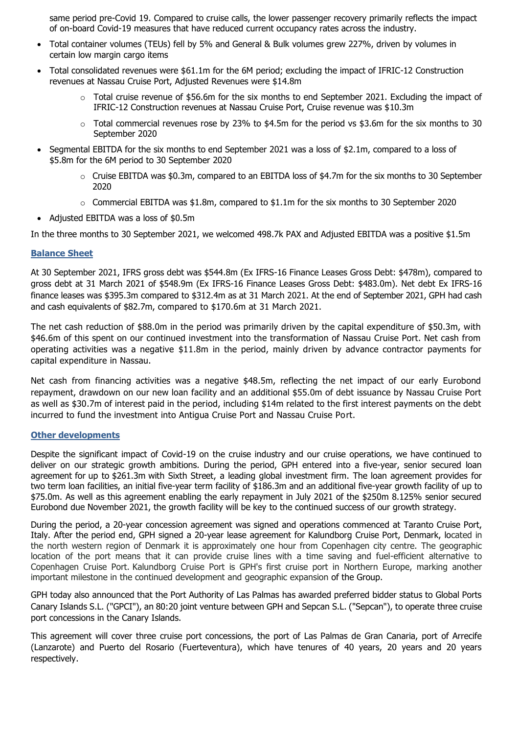same period pre-Covid 19. Compared to cruise calls, the lower passenger recovery primarily reflects the impact of on-board Covid-19 measures that have reduced current occupancy rates across the industry.

- Total container volumes (TEUs) fell by 5% and General & Bulk volumes grew 227%, driven by volumes in certain low margin cargo items
- Total consolidated revenues were $61.1m for the 6M period; excluding the impact of IFRIC-12 Construction revenues at Nassau Cruise Port, Adjusted Revenues were $14.8m
  - Total cruise revenue of $56.6m for the six months to end September 2021. Excluding the impact of IFRIC-12 Construction revenues at Nassau Cruise Port, Cruise revenue was $10.3m
  - Total commercial revenues rose by 23% to $4.5m for the period vs $3.6m for the six months to 30 September 2020
- Segmental EBITDA for the six months to end September 2021 was a loss of $2.1m, compared to a loss of $5.8m for the 6M period to 30 September 2020
  - Cruise EBITDA was $0.3m, compared to an EBITDA loss of $4.7m for the six months to 30 September 2020
  - Commercial EBITDA was $1.8m, compared to $1.1m for the six months to 30 September 2020
- Adjusted EBITDA was a loss of $0.5m

In the three months to 30 September 2021, we welcomed 498.7k PAX and Adjusted EBITDA was a positive $1.5m

## Balance Sheet

At 30 September 2021, IFRS gross debt was $544.8m (Ex IFRS-16 Finance Leases Gross Debt: $478m), compared to gross debt at 31 March 2021 of $548.9m (Ex IFRS-16 Finance Leases Gross Debt: $483.0m). Net debt Ex IFRS-16 finance leases was $395.3m compared to $312.4m as at 31 March 2021. At the end of September 2021, GPH had cash and cash equivalents of $82.7m, compared to $170.6m at 31 March 2021.

The net cash reduction of $88.0m in the period was primarily driven by the capital expenditure of $50.3m, with $46.6m of this spent on our continued investment into the transformation of Nassau Cruise Port. Net cash from operating activities was a negative $11.8m in the period, mainly driven by advance contractor payments for capital expenditure in Nassau.

Net cash from financing activities was a negative $48.5m, reflecting the net impact of our early Eurobond repayment, drawdown on our new loan facility and an additional $55.0m of debt issuance by Nassau Cruise Port as well as $30.7m of interest paid in the period, including $14m related to the first interest payments on the debt incurred to fund the investment into Antigua Cruise Port and Nassau Cruise Port.

## Other developments

Despite the significant impact of Covid-19 on the cruise industry and our cruise operations, we have continued to deliver on our strategic growth ambitions. During the period, GPH entered into a five-year, senior secured loan agreement for up to $261.3m with Sixth Street, a leading global investment firm. The loan agreement provides for two term loan facilities, an initial five-year term facility of $186.3m and an additional five-year growth facility of up to $75.0m. As well as this agreement enabling the early repayment in July 2021 of the $250m 8.125% senior secured Eurobond due November 2021, the growth facility will be key to the continued success of our growth strategy.

During the period, a 20-year concession agreement was signed and operations commenced at Taranto Cruise Port, Italy. After the period end, GPH signed a 20-year lease agreement for Kalundborg Cruise Port, Denmark, located in the north western region of Denmark it is approximately one hour from Copenhagen city centre. The geographic location of the port means that it can provide cruise lines with a time saving and fuel-efficient alternative to Copenhagen Cruise Port. Kalundborg Cruise Port is GPH's first cruise port in Northern Europe, marking another important milestone in the continued development and geographic expansion of the Group.

GPH today also announced that the Port Authority of Las Palmas has awarded preferred bidder status to Global Ports Canary Islands S.L. ("GPCI"), an 80:20 joint venture between GPH and Sepcan S.L. ("Sepcan"), to operate three cruise port concessions in the Canary Islands.

This agreement will cover three cruise port concessions, the port of Las Palmas de Gran Canaria, port of Arrecife (Lanzarote) and Puerto del Rosario (Fuerteventura), which have tenures of 40 years, 20 years and 20 years respectively.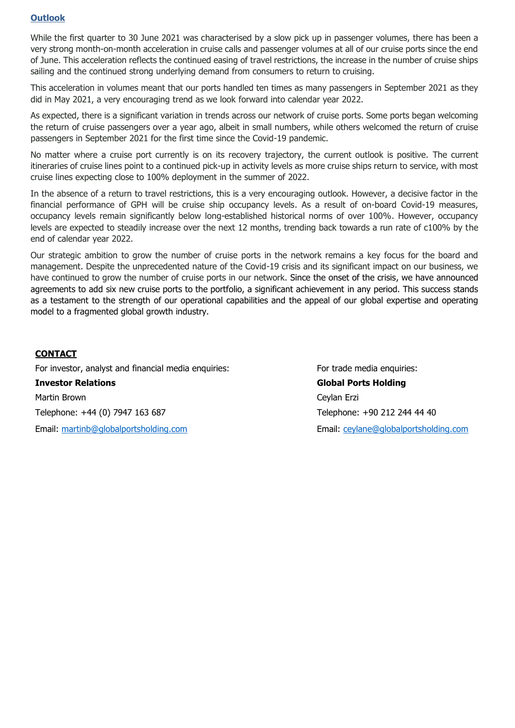## Outlook

While the first quarter to 30 June 2021 was characterised by a slow pick up in passenger volumes, there has been a very strong month-on-month acceleration in cruise calls and passenger volumes at all of our cruise ports since the end of June. This acceleration reflects the continued easing of travel restrictions, the increase in the number of cruise ships sailing and the continued strong underlying demand from consumers to return to cruising.

This acceleration in volumes meant that our ports handled ten times as many passengers in September 2021 as they did in May 2021, a very encouraging trend as we look forward into calendar year 2022.

As expected, there is a significant variation in trends across our network of cruise ports. Some ports began welcoming the return of cruise passengers over a year ago, albeit in small numbers, while others welcomed the return of cruise passengers in September 2021 for the first time since the Covid-19 pandemic.

No matter where a cruise port currently is on its recovery trajectory, the current outlook is positive. The current itineraries of cruise lines point to a continued pick-up in activity levels as more cruise ships return to service, with most cruise lines expecting close to 100% deployment in the summer of 2022.

In the absence of a return to travel restrictions, this is a very encouraging outlook. However, a decisive factor in the financial performance of GPH will be cruise ship occupancy levels. As a result of on-board Covid-19 measures, occupancy levels remain significantly below long-established historical norms of over 100%. However, occupancy levels are expected to steadily increase over the next 12 months, trending back towards a run rate of c100% by the end of calendar year 2022.

Our strategic ambition to grow the number of cruise ports in the network remains a key focus for the board and management. Despite the unprecedented nature of the Covid-19 crisis and its significant impact on our business, we have continued to grow the number of cruise ports in our network. Since the onset of the crisis, we have announced agreements to add six new cruise ports to the portfolio, a significant achievement in any period. This success stands as a testament to the strength of our operational capabilities and the appeal of our global expertise and operating model to a fragmented global growth industry.

## CONTACT

For investor, analyst and financial media enquiries:

**Investor Relations**

Martin Brown

Telephone: +44 (0) 7947 163 687

Email: martinb@globalportsholding.com

For trade media enquiries:

**Global Ports Holding**

Ceylan Erzi

Telephone: +90 212 244 44 40

Email: ceylane@globalportsholding.com